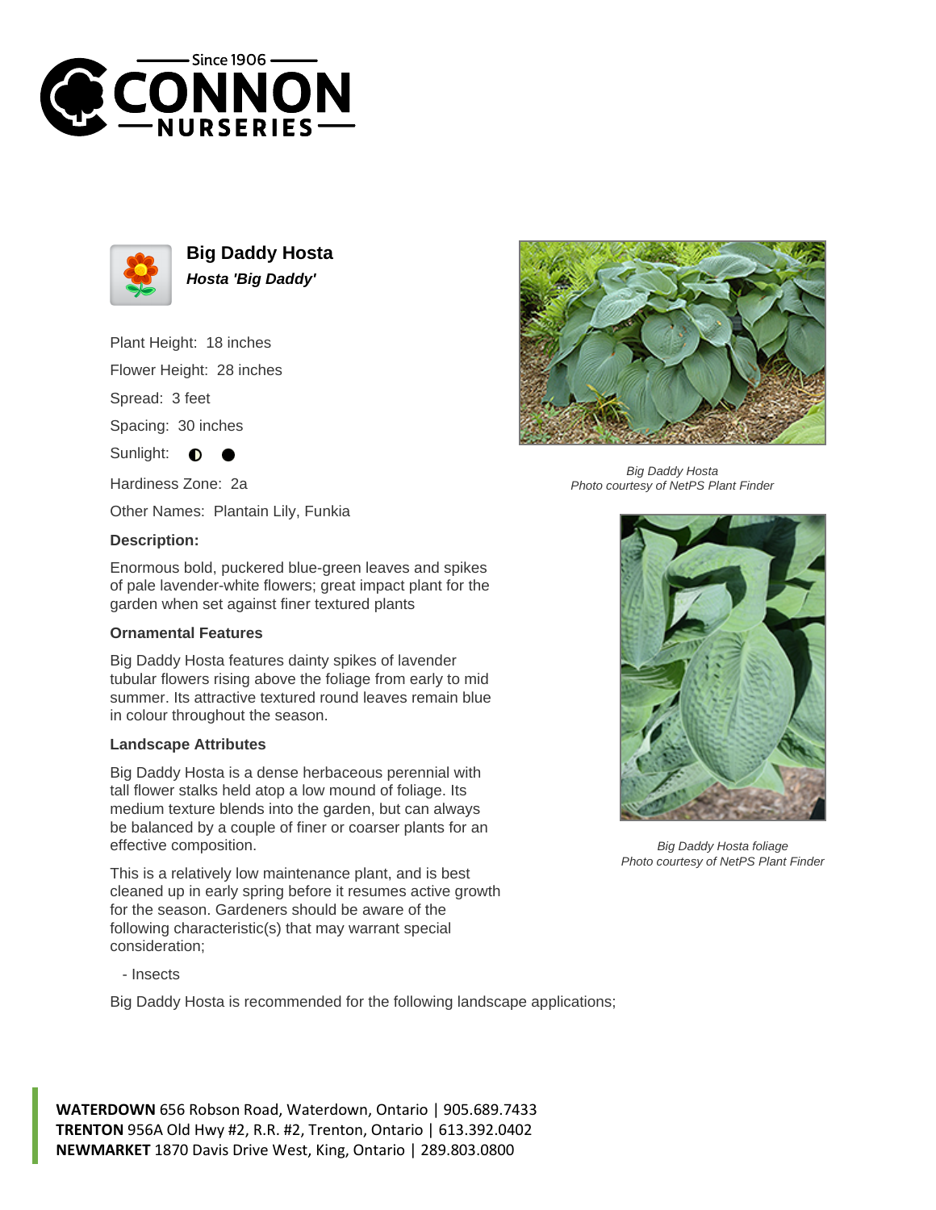# Big Daddy Hosta

***Hosta 'Big Daddy'***

Plant Height: 18 inches

Flower Height: 28 inches

Spread: 3 feet

Spacing: 30 inches

Sunlight: ◐ ●

Hardiness Zone: 2a

Other Names: Plantain Lily, Funkia

### Description:

Enormous bold, puckered blue-green leaves and spikes of pale lavender-white flowers; great impact plant for the garden when set against finer textured plants

### Ornamental Features

Big Daddy Hosta features dainty spikes of lavender tubular flowers rising above the foliage from early to mid summer. Its attractive textured round leaves remain blue in colour throughout the season.

### Landscape Attributes

Big Daddy Hosta is a dense herbaceous perennial with tall flower stalks held atop a low mound of foliage. Its medium texture blends into the garden, but can always be balanced by a couple of finer or coarser plants for an effective composition.

This is a relatively low maintenance plant, and is best cleaned up in early spring before it resumes active growth for the season. Gardeners should be aware of the following characteristic(s) that may warrant special consideration;

- Insects

Big Daddy Hosta is recommended for the following landscape applications;

*Big Daddy Hosta*
*Photo courtesy of NetPS Plant Finder*

*Big Daddy Hosta foliage*
*Photo courtesy of NetPS Plant Finder*

**WATERDOWN** 656 Robson Road, Waterdown, Ontario | 905.689.7433
**TRENTON** 956A Old Hwy #2, R.R. #2, Trenton, Ontario | 613.392.0402
**NEWMARKET** 1870 Davis Drive West, King, Ontario | 289.803.0800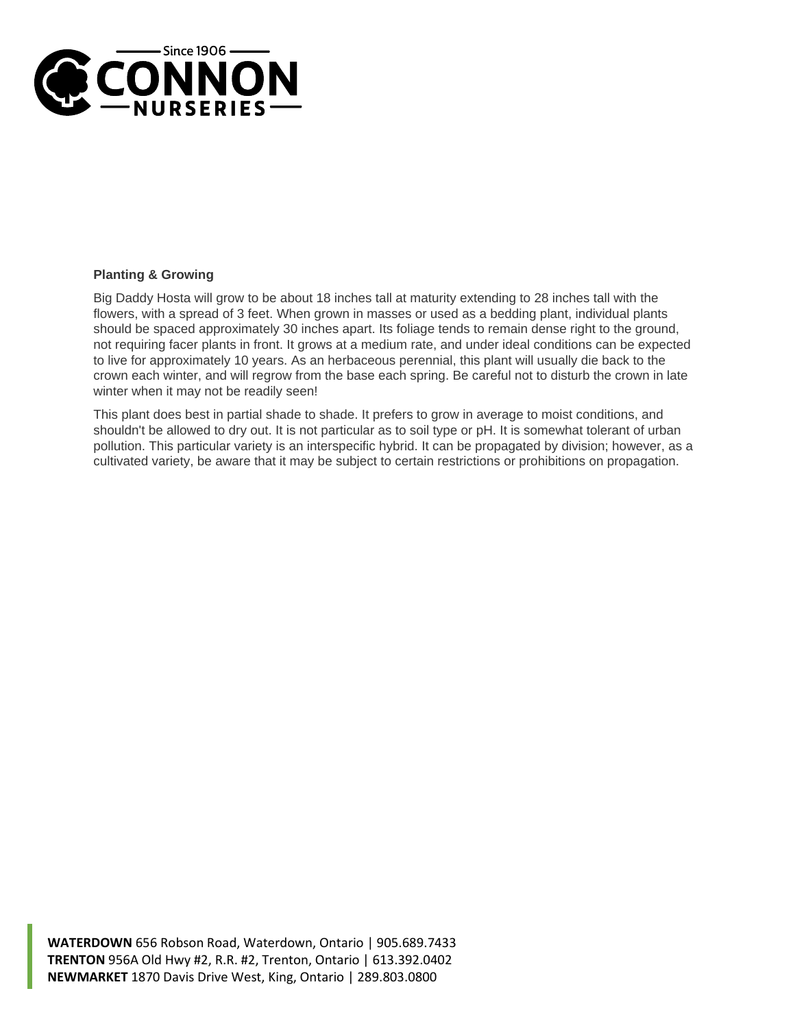### Planting & Growing

Big Daddy Hosta will grow to be about 18 inches tall at maturity extending to 28 inches tall with the flowers, with a spread of 3 feet. When grown in masses or used as a bedding plant, individual plants should be spaced approximately 30 inches apart. Its foliage tends to remain dense right to the ground, not requiring facer plants in front. It grows at a medium rate, and under ideal conditions can be expected to live for approximately 10 years. As an herbaceous perennial, this plant will usually die back to the crown each winter, and will regrow from the base each spring. Be careful not to disturb the crown in late winter when it may not be readily seen!

This plant does best in partial shade to shade. It prefers to grow in average to moist conditions, and shouldn't be allowed to dry out. It is not particular as to soil type or pH. It is somewhat tolerant of urban pollution. This particular variety is an interspecific hybrid. It can be propagated by division; however, as a cultivated variety, be aware that it may be subject to certain restrictions or prohibitions on propagation.